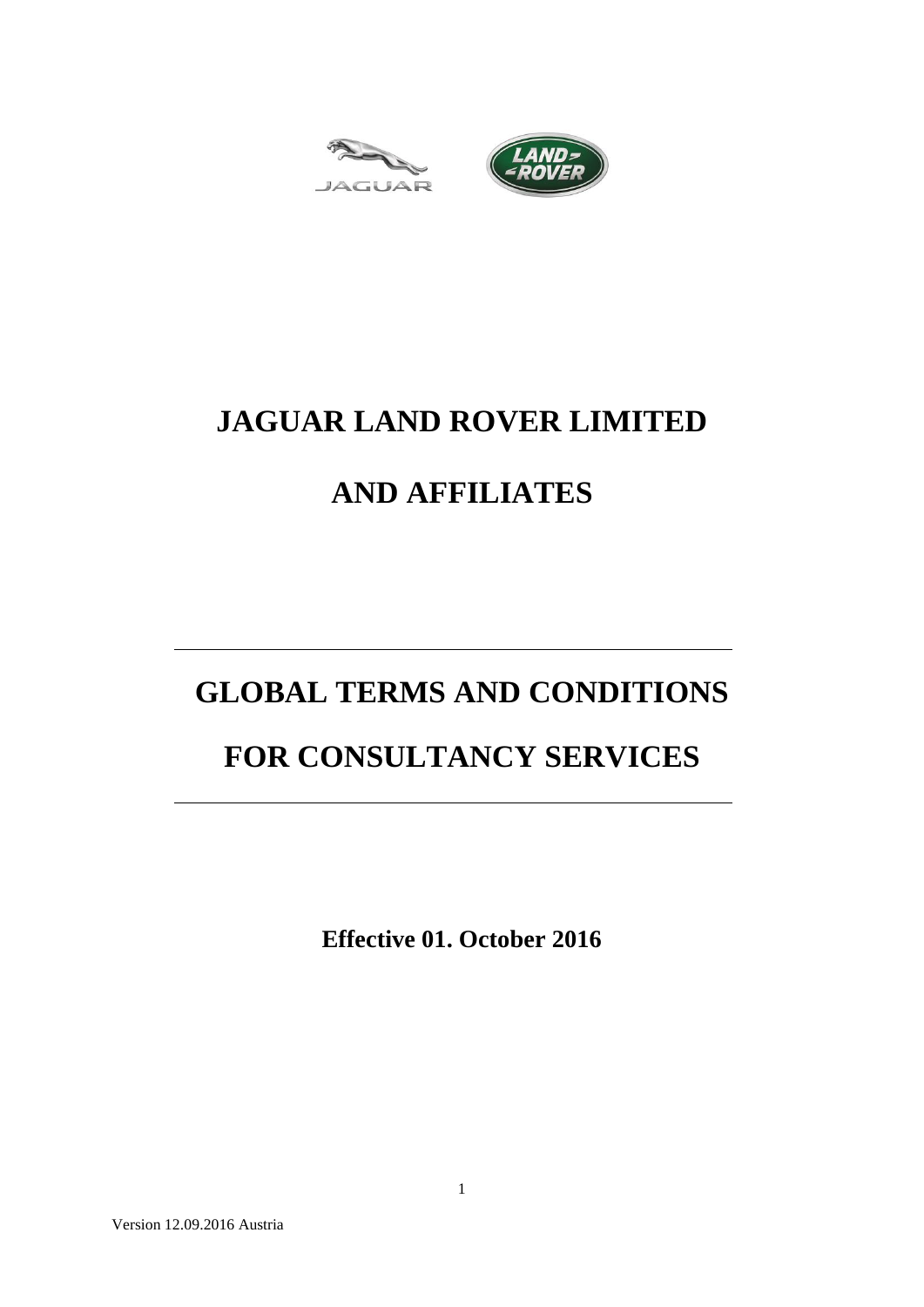# JAGUAR LAND ROVER LIMITED

# AND AFFILIATES

---

# GLOBAL TERMS AND CONDITIONS

# FOR CONSULTANCY SERVICES

---

**Effective 01. October 2016**

Version 12.09.2016 Austria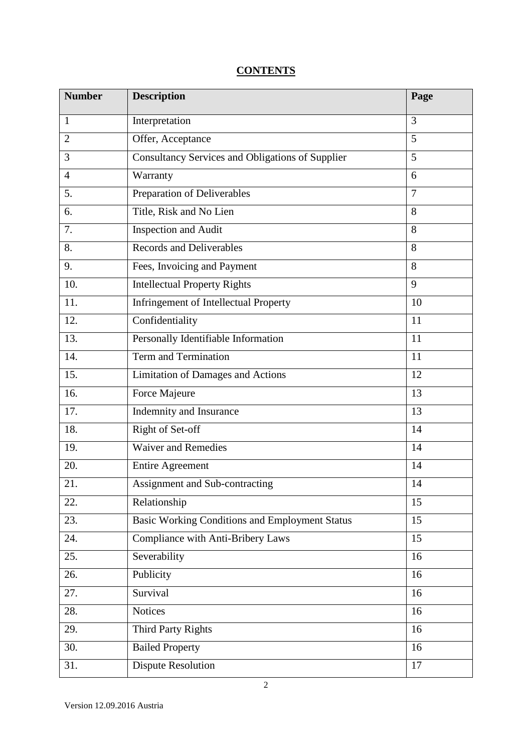# **CONTENTS**

| **Number** | **Description** | **Page** |
|---|---|---|
| 1 | Interpretation | 3 |
| 2 | Offer, Acceptance | 5 |
| 3 | Consultancy Services and Obligations of Supplier | 5 |
| 4 | Warranty | 6 |
| 5. | Preparation of Deliverables | 7 |
| 6. | Title, Risk and No Lien | 8 |
| 7. | Inspection and Audit | 8 |
| 8. | Records and Deliverables | 8 |
| 9. | Fees, Invoicing and Payment | 8 |
| 10. | Intellectual Property Rights | 9 |
| 11. | Infringement of Intellectual Property | 10 |
| 12. | Confidentiality | 11 |
| 13. | Personally Identifiable Information | 11 |
| 14. | Term and Termination | 11 |
| 15. | Limitation of Damages and Actions | 12 |
| 16. | Force Majeure | 13 |
| 17. | Indemnity and Insurance | 13 |
| 18. | Right of Set-off | 14 |
| 19. | Waiver and Remedies | 14 |
| 20. | Entire Agreement | 14 |
| 21. | Assignment and Sub-contracting | 14 |
| 22. | Relationship | 15 |
| 23. | Basic Working Conditions and Employment Status | 15 |
| 24. | Compliance with Anti-Bribery Laws | 15 |
| 25. | Severability | 16 |
| 26. | Publicity | 16 |
| 27. | Survival | 16 |
| 28. | Notices | 16 |
| 29. | Third Party Rights | 16 |
| 30. | Bailed Property | 16 |
| 31. | Dispute Resolution | 17 |

Version 12.09.2016 Austria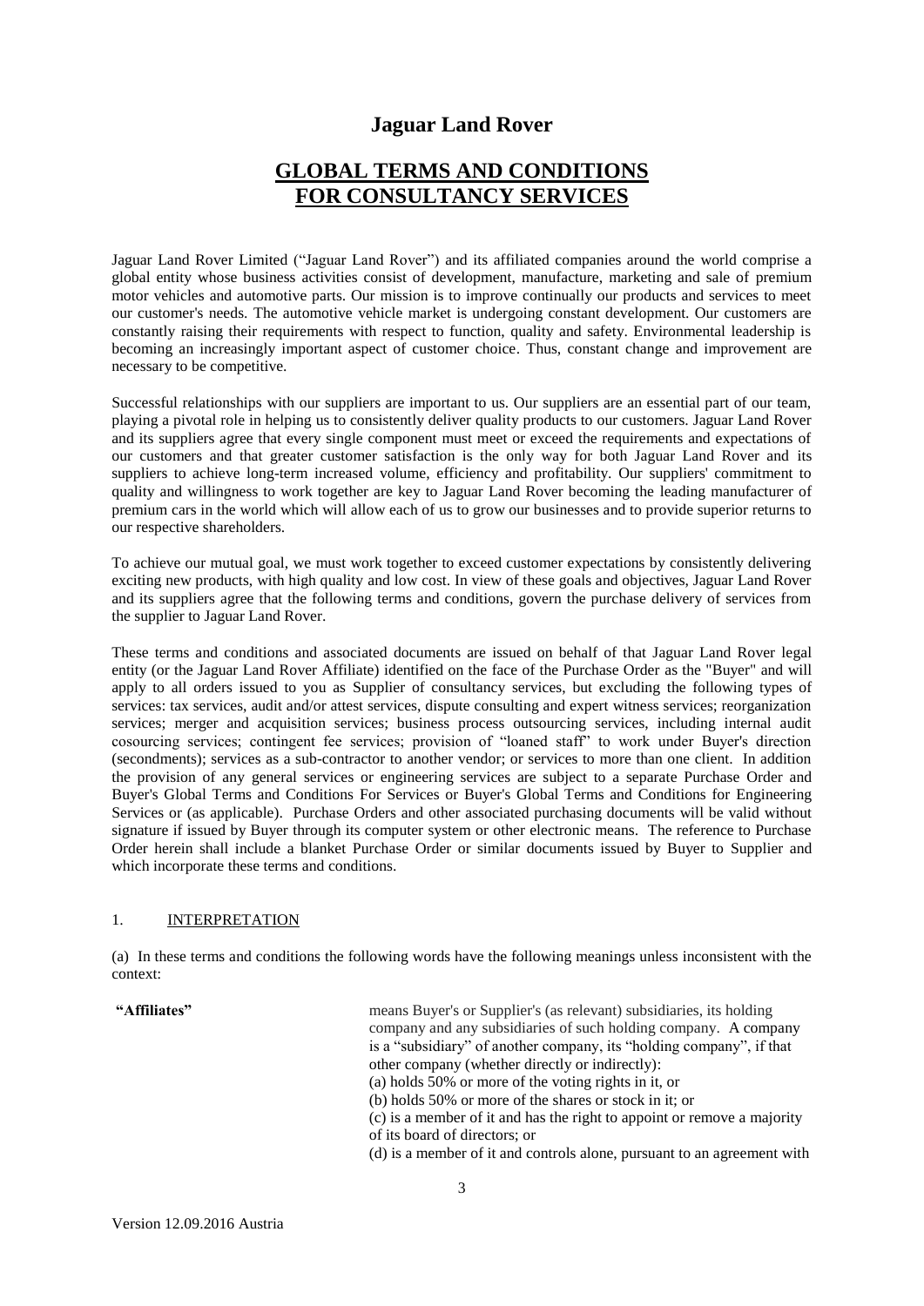# Jaguar Land Rover

## GLOBAL TERMS AND CONDITIONS FOR CONSULTANCY SERVICES

Jaguar Land Rover Limited ("Jaguar Land Rover") and its affiliated companies around the world comprise a global entity whose business activities consist of development, manufacture, marketing and sale of premium motor vehicles and automotive parts. Our mission is to improve continually our products and services to meet our customer's needs. The automotive vehicle market is undergoing constant development. Our customers are constantly raising their requirements with respect to function, quality and safety. Environmental leadership is becoming an increasingly important aspect of customer choice. Thus, constant change and improvement are necessary to be competitive.

Successful relationships with our suppliers are important to us. Our suppliers are an essential part of our team, playing a pivotal role in helping us to consistently deliver quality products to our customers. Jaguar Land Rover and its suppliers agree that every single component must meet or exceed the requirements and expectations of our customers and that greater customer satisfaction is the only way for both Jaguar Land Rover and its suppliers to achieve long-term increased volume, efficiency and profitability. Our suppliers' commitment to quality and willingness to work together are key to Jaguar Land Rover becoming the leading manufacturer of premium cars in the world which will allow each of us to grow our businesses and to provide superior returns to our respective shareholders.

To achieve our mutual goal, we must work together to exceed customer expectations by consistently delivering exciting new products, with high quality and low cost. In view of these goals and objectives, Jaguar Land Rover and its suppliers agree that the following terms and conditions, govern the purchase delivery of services from the supplier to Jaguar Land Rover.

These terms and conditions and associated documents are issued on behalf of that Jaguar Land Rover legal entity (or the Jaguar Land Rover Affiliate) identified on the face of the Purchase Order as the "Buyer" and will apply to all orders issued to you as Supplier of consultancy services, but excluding the following types of services: tax services, audit and/or attest services, dispute consulting and expert witness services; reorganization services; merger and acquisition services; business process outsourcing services, including internal audit cosourcing services; contingent fee services; provision of "loaned staff" to work under Buyer's direction (secondments); services as a sub-contractor to another vendor; or services to more than one client. In addition the provision of any general services or engineering services are subject to a separate Purchase Order and Buyer's Global Terms and Conditions For Services or Buyer's Global Terms and Conditions for Engineering Services or (as applicable). Purchase Orders and other associated purchasing documents will be valid without signature if issued by Buyer through its computer system or other electronic means. The reference to Purchase Order herein shall include a blanket Purchase Order or similar documents issued by Buyer to Supplier and which incorporate these terms and conditions.

### 1. INTERPRETATION

(a) In these terms and conditions the following words have the following meanings unless inconsistent with the context:

**"Affiliates"** means Buyer's or Supplier's (as relevant) subsidiaries, its holding company and any subsidiaries of such holding company. A company is a "subsidiary" of another company, its "holding company", if that other company (whether directly or indirectly):

(a) holds 50% or more of the voting rights in it, or

(b) holds 50% or more of the shares or stock in it; or

(c) is a member of it and has the right to appoint or remove a majority of its board of directors; or

(d) is a member of it and controls alone, pursuant to an agreement with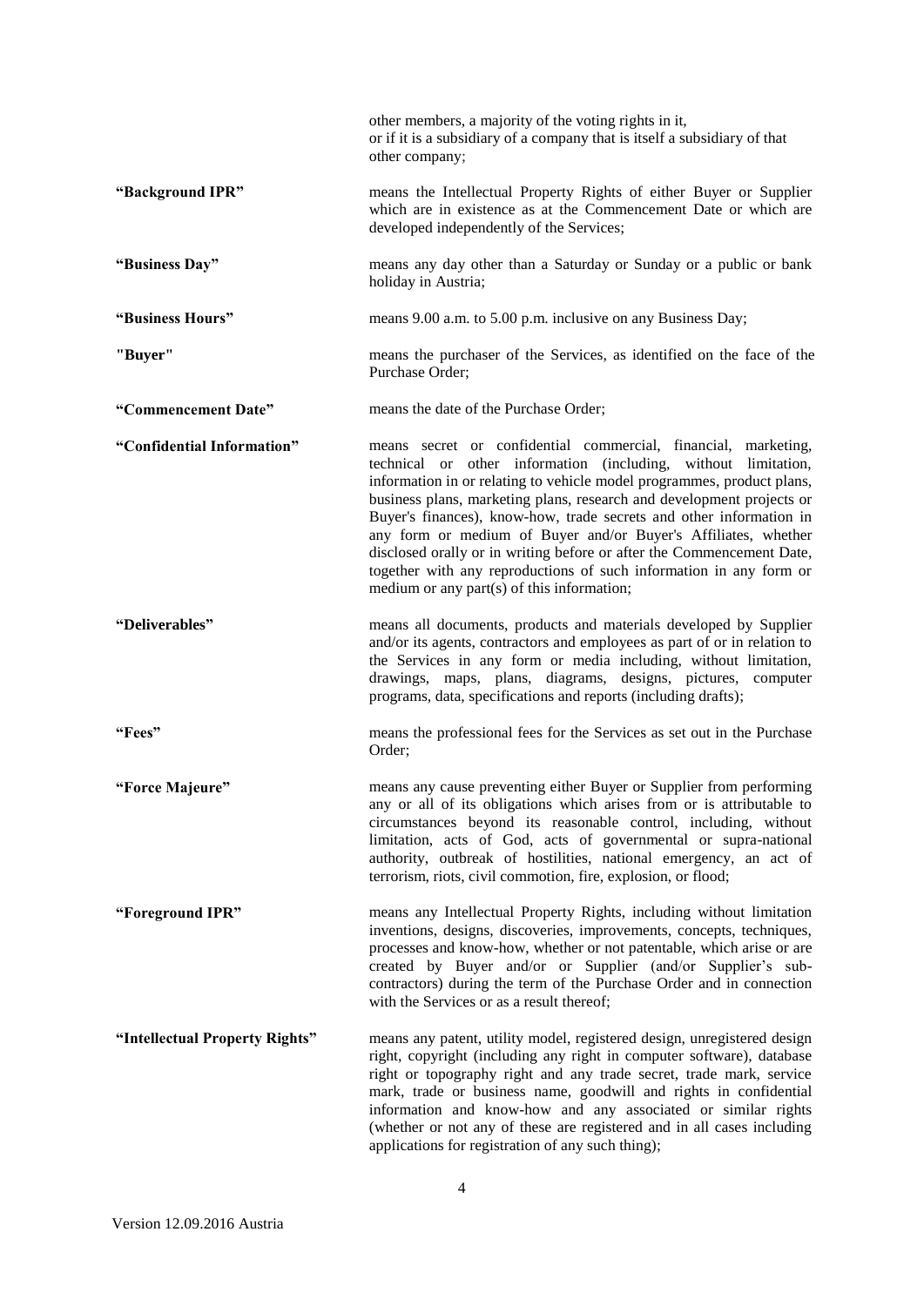other members, a majority of the voting rights in it,
or if it is a subsidiary of a company that is itself a subsidiary of that other company;

| | |
|---|---|
| **"Background IPR"** | means the Intellectual Property Rights of either Buyer or Supplier which are in existence as at the Commencement Date or which are developed independently of the Services; |
| **"Business Day"** | means any day other than a Saturday or Sunday or a public or bank holiday in Austria; |
| **"Business Hours"** | means 9.00 a.m. to 5.00 p.m. inclusive on any Business Day; |
| **"Buyer"** | means the purchaser of the Services, as identified on the face of the Purchase Order; |
| **"Commencement Date"** | means the date of the Purchase Order; |
| **"Confidential Information"** | means secret or confidential commercial, financial, marketing, technical or other information (including, without limitation, information in or relating to vehicle model programmes, product plans, business plans, marketing plans, research and development projects or Buyer's finances), know-how, trade secrets and other information in any form or medium of Buyer and/or Buyer's Affiliates, whether disclosed orally or in writing before or after the Commencement Date, together with any reproductions of such information in any form or medium or any part(s) of this information; |
| **"Deliverables"** | means all documents, products and materials developed by Supplier and/or its agents, contractors and employees as part of or in relation to the Services in any form or media including, without limitation, drawings, maps, plans, diagrams, designs, pictures, computer programs, data, specifications and reports (including drafts); |
| **"Fees"** | means the professional fees for the Services as set out in the Purchase Order; |
| **"Force Majeure"** | means any cause preventing either Buyer or Supplier from performing any or all of its obligations which arises from or is attributable to circumstances beyond its reasonable control, including, without limitation, acts of God, acts of governmental or supra-national authority, outbreak of hostilities, national emergency, an act of terrorism, riots, civil commotion, fire, explosion, or flood; |
| **"Foreground IPR"** | means any Intellectual Property Rights, including without limitation inventions, designs, discoveries, improvements, concepts, techniques, processes and know-how, whether or not patentable, which arise or are created by Buyer and/or or Supplier (and/or Supplier's sub-contractors) during the term of the Purchase Order and in connection with the Services or as a result thereof; |
| **"Intellectual Property Rights"** | means any patent, utility model, registered design, unregistered design right, copyright (including any right in computer software), database right or topography right and any trade secret, trade mark, service mark, trade or business name, goodwill and rights in confidential information and know-how and any associated or similar rights (whether or not any of these are registered and in all cases including applications for registration of any such thing); |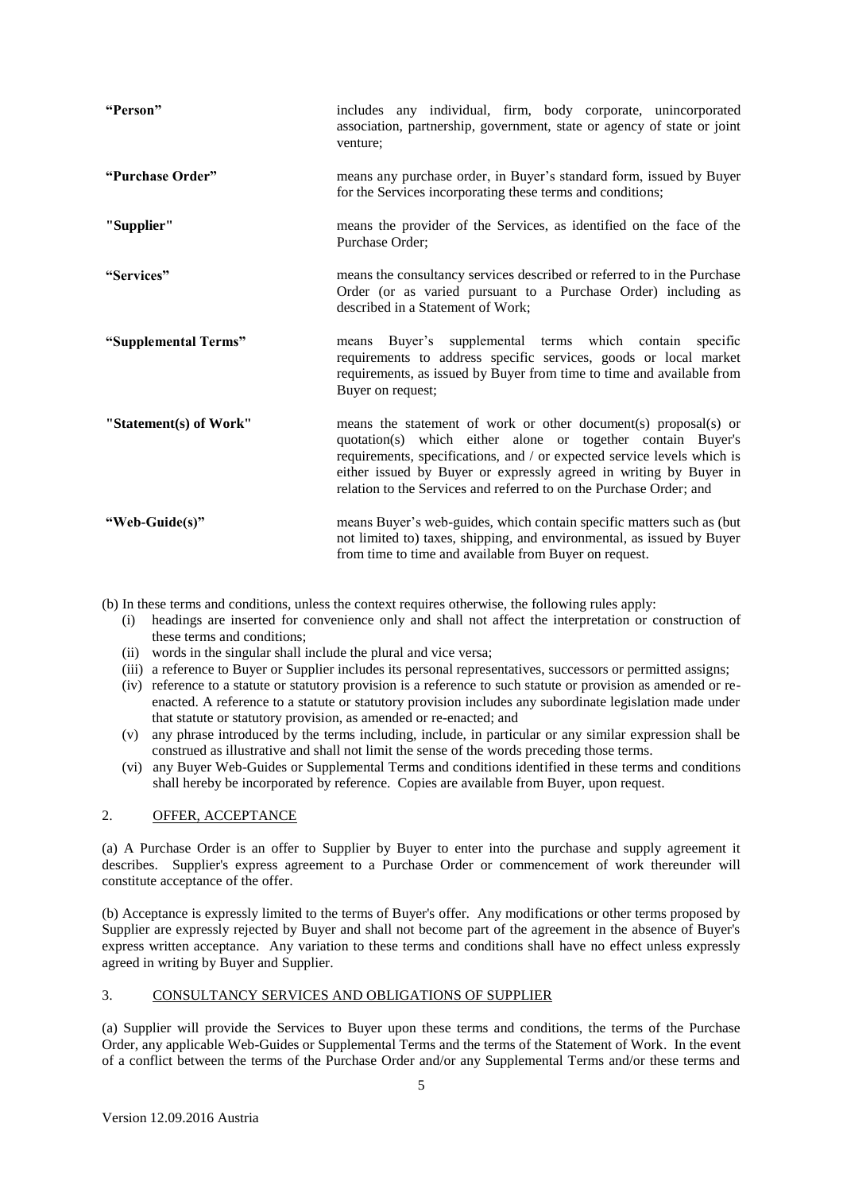| | |
|---|---|
| **"Person"** | includes any individual, firm, body corporate, unincorporated association, partnership, government, state or agency of state or joint venture; |
| **"Purchase Order"** | means any purchase order, in Buyer's standard form, issued by Buyer for the Services incorporating these terms and conditions; |
| **"Supplier"** | means the provider of the Services, as identified on the face of the Purchase Order; |
| **"Services"** | means the consultancy services described or referred to in the Purchase Order (or as varied pursuant to a Purchase Order) including as described in a Statement of Work; |
| **"Supplemental Terms"** | means Buyer's supplemental terms which contain specific requirements to address specific services, goods or local market requirements, as issued by Buyer from time to time and available from Buyer on request; |
| **"Statement(s) of Work"** | means the statement of work or other document(s) proposal(s) or quotation(s) which either alone or together contain Buyer's requirements, specifications, and / or expected service levels which is either issued by Buyer or expressly agreed in writing by Buyer in relation to the Services and referred to on the Purchase Order; and |
| **"Web-Guide(s)"** | means Buyer's web-guides, which contain specific matters such as (but not limited to) taxes, shipping, and environmental, as issued by Buyer from time to time and available from Buyer on request. |

(b) In these terms and conditions, unless the context requires otherwise, the following rules apply:

(i) headings are inserted for convenience only and shall not affect the interpretation or construction of these terms and conditions;

(ii) words in the singular shall include the plural and vice versa;

(iii) a reference to Buyer or Supplier includes its personal representatives, successors or permitted assigns;

(iv) reference to a statute or statutory provision is a reference to such statute or provision as amended or re-enacted. A reference to a statute or statutory provision includes any subordinate legislation made under that statute or statutory provision, as amended or re-enacted; and

(v) any phrase introduced by the terms including, include, in particular or any similar expression shall be construed as illustrative and shall not limit the sense of the words preceding those terms.

(vi) any Buyer Web-Guides or Supplemental Terms and conditions identified in these terms and conditions shall hereby be incorporated by reference. Copies are available from Buyer, upon request.

## 2. OFFER, ACCEPTANCE

(a) A Purchase Order is an offer to Supplier by Buyer to enter into the purchase and supply agreement it describes. Supplier's express agreement to a Purchase Order or commencement of work thereunder will constitute acceptance of the offer.

(b) Acceptance is expressly limited to the terms of Buyer's offer. Any modifications or other terms proposed by Supplier are expressly rejected by Buyer and shall not become part of the agreement in the absence of Buyer's express written acceptance. Any variation to these terms and conditions shall have no effect unless expressly agreed in writing by Buyer and Supplier.

## 3. CONSULTANCY SERVICES AND OBLIGATIONS OF SUPPLIER

(a) Supplier will provide the Services to Buyer upon these terms and conditions, the terms of the Purchase Order, any applicable Web-Guides or Supplemental Terms and the terms of the Statement of Work. In the event of a conflict between the terms of the Purchase Order and/or any Supplemental Terms and/or these terms and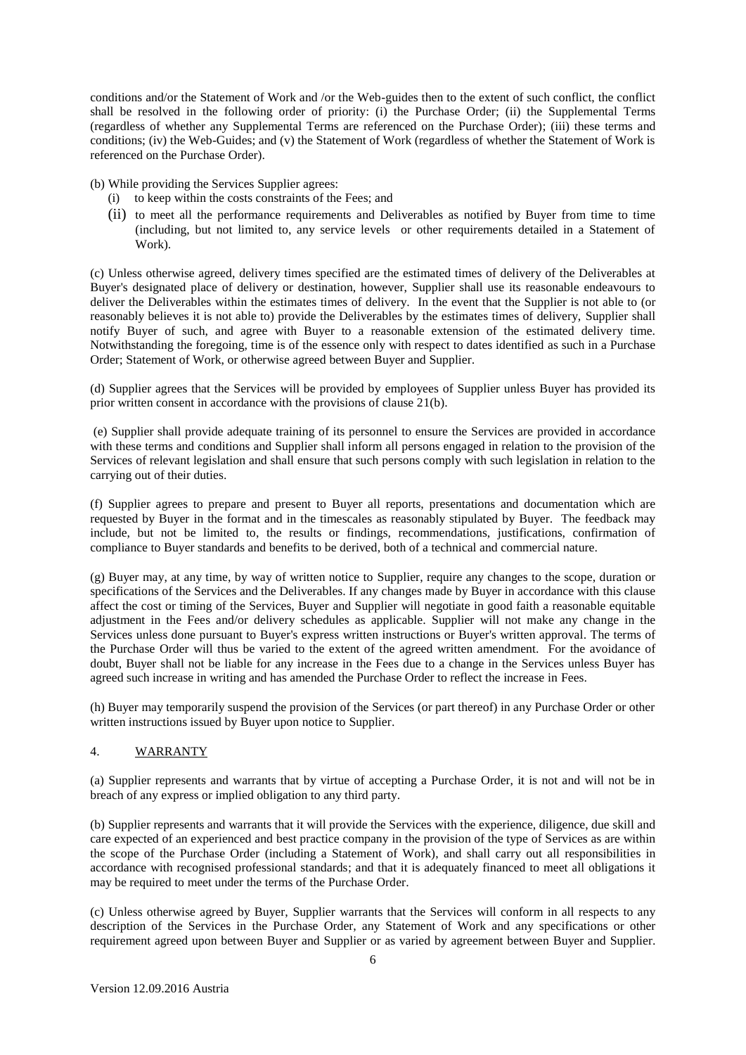conditions and/or the Statement of Work and /or the Web-guides then to the extent of such conflict, the conflict shall be resolved in the following order of priority: (i) the Purchase Order; (ii) the Supplemental Terms (regardless of whether any Supplemental Terms are referenced on the Purchase Order); (iii) these terms and conditions; (iv) the Web-Guides; and (v) the Statement of Work (regardless of whether the Statement of Work is referenced on the Purchase Order).

(b) While providing the Services Supplier agrees:

- (i) to keep within the costs constraints of the Fees; and
- (ii) to meet all the performance requirements and Deliverables as notified by Buyer from time to time (including, but not limited to, any service levels or other requirements detailed in a Statement of Work).

(c) Unless otherwise agreed, delivery times specified are the estimated times of delivery of the Deliverables at Buyer's designated place of delivery or destination, however, Supplier shall use its reasonable endeavours to deliver the Deliverables within the estimates times of delivery. In the event that the Supplier is not able to (or reasonably believes it is not able to) provide the Deliverables by the estimates times of delivery, Supplier shall notify Buyer of such, and agree with Buyer to a reasonable extension of the estimated delivery time. Notwithstanding the foregoing, time is of the essence only with respect to dates identified as such in a Purchase Order; Statement of Work, or otherwise agreed between Buyer and Supplier.

(d) Supplier agrees that the Services will be provided by employees of Supplier unless Buyer has provided its prior written consent in accordance with the provisions of clause 21(b).

(e) Supplier shall provide adequate training of its personnel to ensure the Services are provided in accordance with these terms and conditions and Supplier shall inform all persons engaged in relation to the provision of the Services of relevant legislation and shall ensure that such persons comply with such legislation in relation to the carrying out of their duties.

(f) Supplier agrees to prepare and present to Buyer all reports, presentations and documentation which are requested by Buyer in the format and in the timescales as reasonably stipulated by Buyer. The feedback may include, but not be limited to, the results or findings, recommendations, justifications, confirmation of compliance to Buyer standards and benefits to be derived, both of a technical and commercial nature.

(g) Buyer may, at any time, by way of written notice to Supplier, require any changes to the scope, duration or specifications of the Services and the Deliverables. If any changes made by Buyer in accordance with this clause affect the cost or timing of the Services, Buyer and Supplier will negotiate in good faith a reasonable equitable adjustment in the Fees and/or delivery schedules as applicable. Supplier will not make any change in the Services unless done pursuant to Buyer's express written instructions or Buyer's written approval. The terms of the Purchase Order will thus be varied to the extent of the agreed written amendment. For the avoidance of doubt, Buyer shall not be liable for any increase in the Fees due to a change in the Services unless Buyer has agreed such increase in writing and has amended the Purchase Order to reflect the increase in Fees.

(h) Buyer may temporarily suspend the provision of the Services (or part thereof) in any Purchase Order or other written instructions issued by Buyer upon notice to Supplier.

## 4. WARRANTY

(a) Supplier represents and warrants that by virtue of accepting a Purchase Order, it is not and will not be in breach of any express or implied obligation to any third party.

(b) Supplier represents and warrants that it will provide the Services with the experience, diligence, due skill and care expected of an experienced and best practice company in the provision of the type of Services as are within the scope of the Purchase Order (including a Statement of Work), and shall carry out all responsibilities in accordance with recognised professional standards; and that it is adequately financed to meet all obligations it may be required to meet under the terms of the Purchase Order.

(c) Unless otherwise agreed by Buyer, Supplier warrants that the Services will conform in all respects to any description of the Services in the Purchase Order, any Statement of Work and any specifications or other requirement agreed upon between Buyer and Supplier or as varied by agreement between Buyer and Supplier.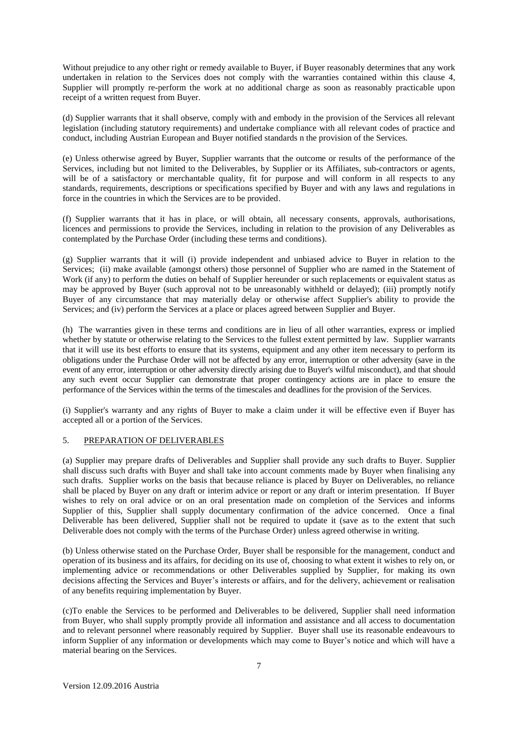Without prejudice to any other right or remedy available to Buyer, if Buyer reasonably determines that any work undertaken in relation to the Services does not comply with the warranties contained within this clause 4, Supplier will promptly re-perform the work at no additional charge as soon as reasonably practicable upon receipt of a written request from Buyer.

(d) Supplier warrants that it shall observe, comply with and embody in the provision of the Services all relevant legislation (including statutory requirements) and undertake compliance with all relevant codes of practice and conduct, including Austrian European and Buyer notified standards n the provision of the Services.

(e) Unless otherwise agreed by Buyer, Supplier warrants that the outcome or results of the performance of the Services, including but not limited to the Deliverables, by Supplier or its Affiliates, sub-contractors or agents, will be of a satisfactory or merchantable quality, fit for purpose and will conform in all respects to any standards, requirements, descriptions or specifications specified by Buyer and with any laws and regulations in force in the countries in which the Services are to be provided.

(f) Supplier warrants that it has in place, or will obtain, all necessary consents, approvals, authorisations, licences and permissions to provide the Services, including in relation to the provision of any Deliverables as contemplated by the Purchase Order (including these terms and conditions).

(g) Supplier warrants that it will (i) provide independent and unbiased advice to Buyer in relation to the Services; (ii) make available (amongst others) those personnel of Supplier who are named in the Statement of Work (if any) to perform the duties on behalf of Supplier hereunder or such replacements or equivalent status as may be approved by Buyer (such approval not to be unreasonably withheld or delayed); (iii) promptly notify Buyer of any circumstance that may materially delay or otherwise affect Supplier's ability to provide the Services; and (iv) perform the Services at a place or places agreed between Supplier and Buyer.

(h) The warranties given in these terms and conditions are in lieu of all other warranties, express or implied whether by statute or otherwise relating to the Services to the fullest extent permitted by law. Supplier warrants that it will use its best efforts to ensure that its systems, equipment and any other item necessary to perform its obligations under the Purchase Order will not be affected by any error, interruption or other adversity (save in the event of any error, interruption or other adversity directly arising due to Buyer's wilful misconduct), and that should any such event occur Supplier can demonstrate that proper contingency actions are in place to ensure the performance of the Services within the terms of the timescales and deadlines for the provision of the Services.

(i) Supplier's warranty and any rights of Buyer to make a claim under it will be effective even if Buyer has accepted all or a portion of the Services.

## 5. PREPARATION OF DELIVERABLES

(a) Supplier may prepare drafts of Deliverables and Supplier shall provide any such drafts to Buyer. Supplier shall discuss such drafts with Buyer and shall take into account comments made by Buyer when finalising any such drafts. Supplier works on the basis that because reliance is placed by Buyer on Deliverables, no reliance shall be placed by Buyer on any draft or interim advice or report or any draft or interim presentation. If Buyer wishes to rely on oral advice or on an oral presentation made on completion of the Services and informs Supplier of this, Supplier shall supply documentary confirmation of the advice concerned. Once a final Deliverable has been delivered, Supplier shall not be required to update it (save as to the extent that such Deliverable does not comply with the terms of the Purchase Order) unless agreed otherwise in writing.

(b) Unless otherwise stated on the Purchase Order, Buyer shall be responsible for the management, conduct and operation of its business and its affairs, for deciding on its use of, choosing to what extent it wishes to rely on, or implementing advice or recommendations or other Deliverables supplied by Supplier, for making its own decisions affecting the Services and Buyer's interests or affairs, and for the delivery, achievement or realisation of any benefits requiring implementation by Buyer.

(c)To enable the Services to be performed and Deliverables to be delivered, Supplier shall need information from Buyer, who shall supply promptly provide all information and assistance and all access to documentation and to relevant personnel where reasonably required by Supplier. Buyer shall use its reasonable endeavours to inform Supplier of any information or developments which may come to Buyer's notice and which will have a material bearing on the Services.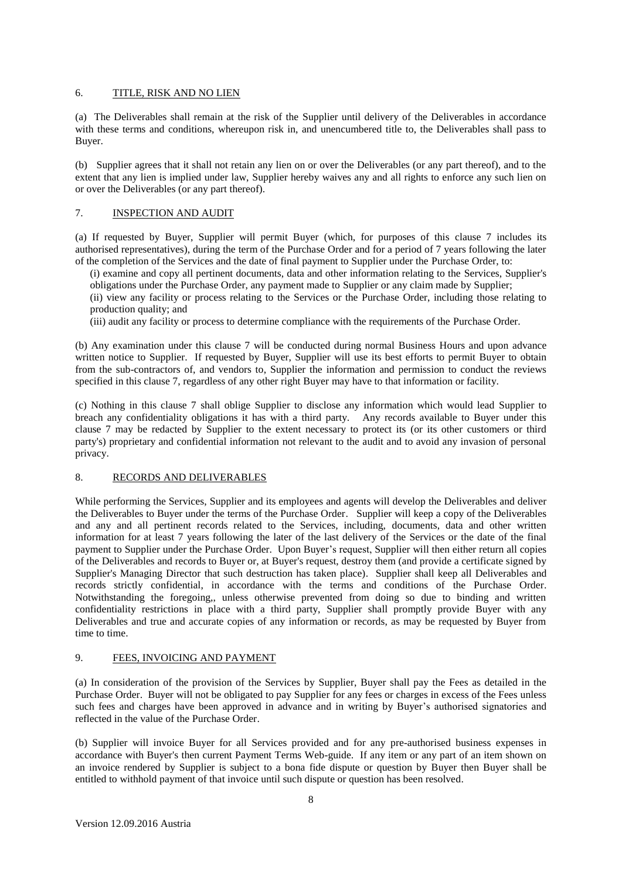## 6. TITLE, RISK AND NO LIEN

(a) The Deliverables shall remain at the risk of the Supplier until delivery of the Deliverables in accordance with these terms and conditions, whereupon risk in, and unencumbered title to, the Deliverables shall pass to Buyer.

(b) Supplier agrees that it shall not retain any lien on or over the Deliverables (or any part thereof), and to the extent that any lien is implied under law, Supplier hereby waives any and all rights to enforce any such lien on or over the Deliverables (or any part thereof).

## 7. INSPECTION AND AUDIT

(a) If requested by Buyer, Supplier will permit Buyer (which, for purposes of this clause 7 includes its authorised representatives), during the term of the Purchase Order and for a period of 7 years following the later of the completion of the Services and the date of final payment to Supplier under the Purchase Order, to:

(i) examine and copy all pertinent documents, data and other information relating to the Services, Supplier's obligations under the Purchase Order, any payment made to Supplier or any claim made by Supplier;

(ii) view any facility or process relating to the Services or the Purchase Order, including those relating to production quality; and

(iii) audit any facility or process to determine compliance with the requirements of the Purchase Order.

(b) Any examination under this clause 7 will be conducted during normal Business Hours and upon advance written notice to Supplier. If requested by Buyer, Supplier will use its best efforts to permit Buyer to obtain from the sub-contractors of, and vendors to, Supplier the information and permission to conduct the reviews specified in this clause 7, regardless of any other right Buyer may have to that information or facility.

(c) Nothing in this clause 7 shall oblige Supplier to disclose any information which would lead Supplier to breach any confidentiality obligations it has with a third party. Any records available to Buyer under this clause 7 may be redacted by Supplier to the extent necessary to protect its (or its other customers or third party's) proprietary and confidential information not relevant to the audit and to avoid any invasion of personal privacy.

## 8. RECORDS AND DELIVERABLES

While performing the Services, Supplier and its employees and agents will develop the Deliverables and deliver the Deliverables to Buyer under the terms of the Purchase Order. Supplier will keep a copy of the Deliverables and any and all pertinent records related to the Services, including, documents, data and other written information for at least 7 years following the later of the last delivery of the Services or the date of the final payment to Supplier under the Purchase Order. Upon Buyer's request, Supplier will then either return all copies of the Deliverables and records to Buyer or, at Buyer's request, destroy them (and provide a certificate signed by Supplier's Managing Director that such destruction has taken place). Supplier shall keep all Deliverables and records strictly confidential, in accordance with the terms and conditions of the Purchase Order. Notwithstanding the foregoing,, unless otherwise prevented from doing so due to binding and written confidentiality restrictions in place with a third party, Supplier shall promptly provide Buyer with any Deliverables and true and accurate copies of any information or records, as may be requested by Buyer from time to time.

## 9. FEES, INVOICING AND PAYMENT

(a) In consideration of the provision of the Services by Supplier, Buyer shall pay the Fees as detailed in the Purchase Order. Buyer will not be obligated to pay Supplier for any fees or charges in excess of the Fees unless such fees and charges have been approved in advance and in writing by Buyer's authorised signatories and reflected in the value of the Purchase Order.

(b) Supplier will invoice Buyer for all Services provided and for any pre-authorised business expenses in accordance with Buyer's then current Payment Terms Web-guide. If any item or any part of an item shown on an invoice rendered by Supplier is subject to a bona fide dispute or question by Buyer then Buyer shall be entitled to withhold payment of that invoice until such dispute or question has been resolved.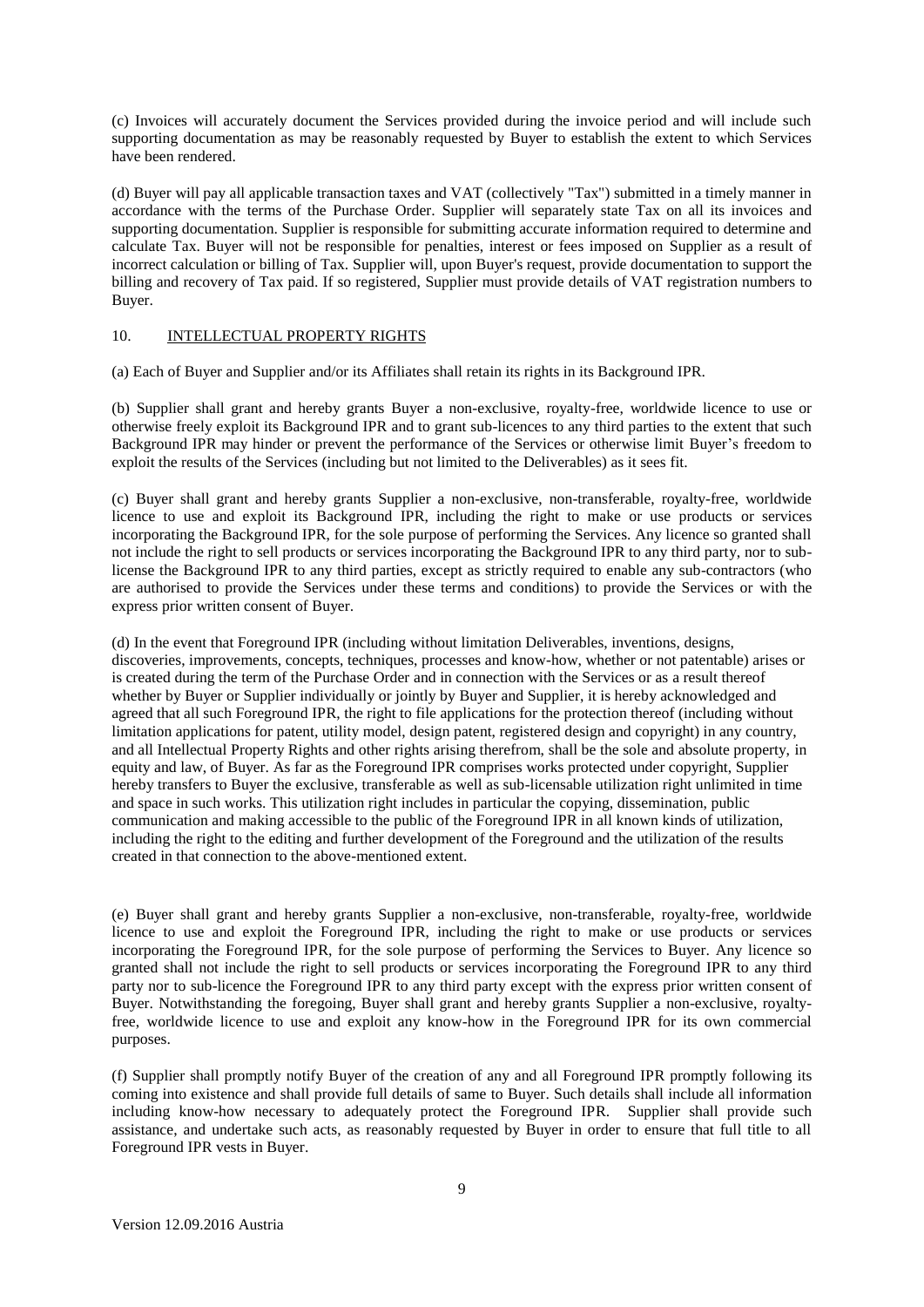(c) Invoices will accurately document the Services provided during the invoice period and will include such supporting documentation as may be reasonably requested by Buyer to establish the extent to which Services have been rendered.

(d) Buyer will pay all applicable transaction taxes and VAT (collectively "Tax") submitted in a timely manner in accordance with the terms of the Purchase Order. Supplier will separately state Tax on all its invoices and supporting documentation. Supplier is responsible for submitting accurate information required to determine and calculate Tax. Buyer will not be responsible for penalties, interest or fees imposed on Supplier as a result of incorrect calculation or billing of Tax. Supplier will, upon Buyer's request, provide documentation to support the billing and recovery of Tax paid. If so registered, Supplier must provide details of VAT registration numbers to Buyer.

## 10. INTELLECTUAL PROPERTY RIGHTS

(a) Each of Buyer and Supplier and/or its Affiliates shall retain its rights in its Background IPR.

(b) Supplier shall grant and hereby grants Buyer a non-exclusive, royalty-free, worldwide licence to use or otherwise freely exploit its Background IPR and to grant sub-licences to any third parties to the extent that such Background IPR may hinder or prevent the performance of the Services or otherwise limit Buyer's freedom to exploit the results of the Services (including but not limited to the Deliverables) as it sees fit.

(c) Buyer shall grant and hereby grants Supplier a non-exclusive, non-transferable, royalty-free, worldwide licence to use and exploit its Background IPR, including the right to make or use products or services incorporating the Background IPR, for the sole purpose of performing the Services. Any licence so granted shall not include the right to sell products or services incorporating the Background IPR to any third party, nor to sub-license the Background IPR to any third parties, except as strictly required to enable any sub-contractors (who are authorised to provide the Services under these terms and conditions) to provide the Services or with the express prior written consent of Buyer.

(d) In the event that Foreground IPR (including without limitation Deliverables, inventions, designs, discoveries, improvements, concepts, techniques, processes and know-how, whether or not patentable) arises or is created during the term of the Purchase Order and in connection with the Services or as a result thereof whether by Buyer or Supplier individually or jointly by Buyer and Supplier, it is hereby acknowledged and agreed that all such Foreground IPR, the right to file applications for the protection thereof (including without limitation applications for patent, utility model, design patent, registered design and copyright) in any country, and all Intellectual Property Rights and other rights arising therefrom, shall be the sole and absolute property, in equity and law, of Buyer. As far as the Foreground IPR comprises works protected under copyright, Supplier hereby transfers to Buyer the exclusive, transferable as well as sub-licensable utilization right unlimited in time and space in such works. This utilization right includes in particular the copying, dissemination, public communication and making accessible to the public of the Foreground IPR in all known kinds of utilization, including the right to the editing and further development of the Foreground and the utilization of the results created in that connection to the above-mentioned extent.

(e) Buyer shall grant and hereby grants Supplier a non-exclusive, non-transferable, royalty-free, worldwide licence to use and exploit the Foreground IPR, including the right to make or use products or services incorporating the Foreground IPR, for the sole purpose of performing the Services to Buyer. Any licence so granted shall not include the right to sell products or services incorporating the Foreground IPR to any third party nor to sub-licence the Foreground IPR to any third party except with the express prior written consent of Buyer. Notwithstanding the foregoing, Buyer shall grant and hereby grants Supplier a non-exclusive, royalty-free, worldwide licence to use and exploit any know-how in the Foreground IPR for its own commercial purposes.

(f) Supplier shall promptly notify Buyer of the creation of any and all Foreground IPR promptly following its coming into existence and shall provide full details of same to Buyer. Such details shall include all information including know-how necessary to adequately protect the Foreground IPR. Supplier shall provide such assistance, and undertake such acts, as reasonably requested by Buyer in order to ensure that full title to all Foreground IPR vests in Buyer.

Version 12.09.2016 Austria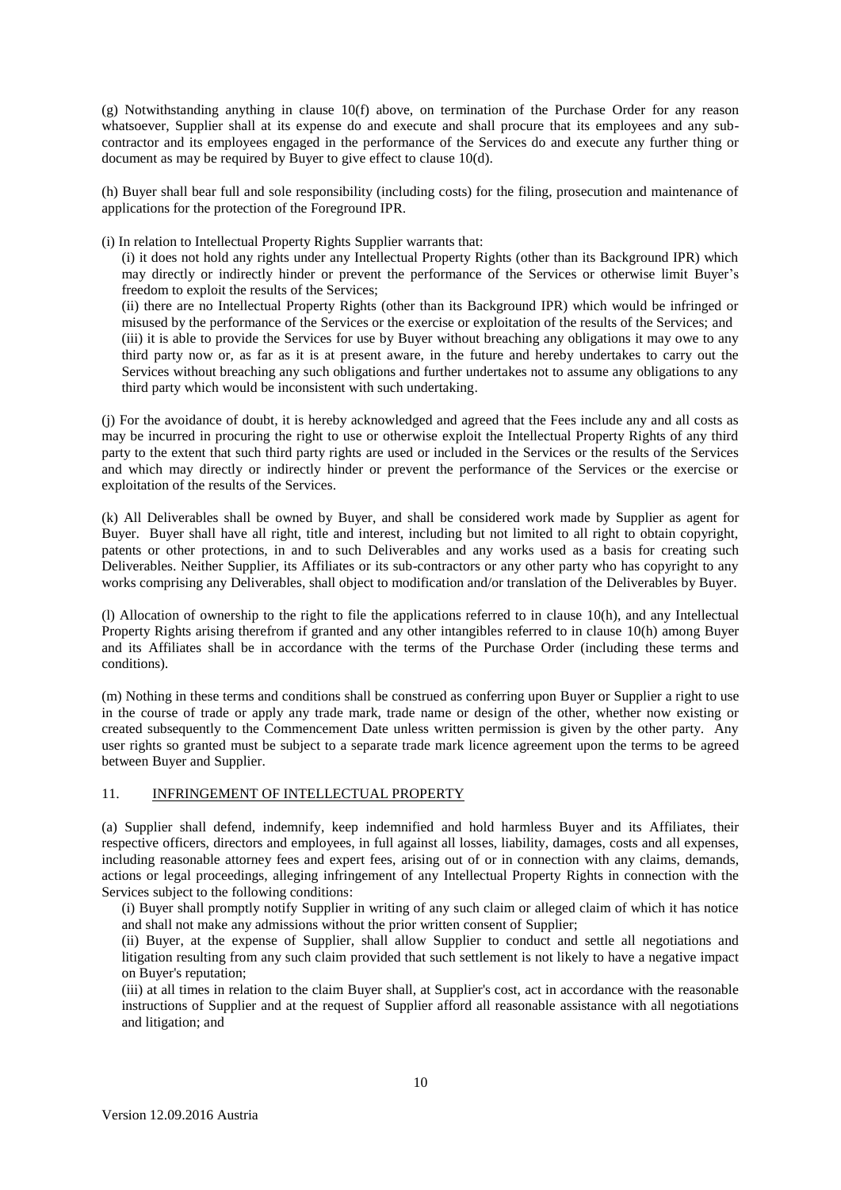(g) Notwithstanding anything in clause 10(f) above, on termination of the Purchase Order for any reason whatsoever, Supplier shall at its expense do and execute and shall procure that its employees and any sub-contractor and its employees engaged in the performance of the Services do and execute any further thing or document as may be required by Buyer to give effect to clause 10(d).

(h) Buyer shall bear full and sole responsibility (including costs) for the filing, prosecution and maintenance of applications for the protection of the Foreground IPR.

(i) In relation to Intellectual Property Rights Supplier warrants that:

(i) it does not hold any rights under any Intellectual Property Rights (other than its Background IPR) which may directly or indirectly hinder or prevent the performance of the Services or otherwise limit Buyer's freedom to exploit the results of the Services;

(ii) there are no Intellectual Property Rights (other than its Background IPR) which would be infringed or misused by the performance of the Services or the exercise or exploitation of the results of the Services; and

(iii) it is able to provide the Services for use by Buyer without breaching any obligations it may owe to any third party now or, as far as it is at present aware, in the future and hereby undertakes to carry out the Services without breaching any such obligations and further undertakes not to assume any obligations to any third party which would be inconsistent with such undertaking.

(j) For the avoidance of doubt, it is hereby acknowledged and agreed that the Fees include any and all costs as may be incurred in procuring the right to use or otherwise exploit the Intellectual Property Rights of any third party to the extent that such third party rights are used or included in the Services or the results of the Services and which may directly or indirectly hinder or prevent the performance of the Services or the exercise or exploitation of the results of the Services.

(k) All Deliverables shall be owned by Buyer, and shall be considered work made by Supplier as agent for Buyer. Buyer shall have all right, title and interest, including but not limited to all right to obtain copyright, patents or other protections, in and to such Deliverables and any works used as a basis for creating such Deliverables. Neither Supplier, its Affiliates or its sub-contractors or any other party who has copyright to any works comprising any Deliverables, shall object to modification and/or translation of the Deliverables by Buyer.

(l) Allocation of ownership to the right to file the applications referred to in clause 10(h), and any Intellectual Property Rights arising therefrom if granted and any other intangibles referred to in clause 10(h) among Buyer and its Affiliates shall be in accordance with the terms of the Purchase Order (including these terms and conditions).

(m) Nothing in these terms and conditions shall be construed as conferring upon Buyer or Supplier a right to use in the course of trade or apply any trade mark, trade name or design of the other, whether now existing or created subsequently to the Commencement Date unless written permission is given by the other party. Any user rights so granted must be subject to a separate trade mark licence agreement upon the terms to be agreed between Buyer and Supplier.

## 11. INFRINGEMENT OF INTELLECTUAL PROPERTY

(a) Supplier shall defend, indemnify, keep indemnified and hold harmless Buyer and its Affiliates, their respective officers, directors and employees, in full against all losses, liability, damages, costs and all expenses, including reasonable attorney fees and expert fees, arising out of or in connection with any claims, demands, actions or legal proceedings, alleging infringement of any Intellectual Property Rights in connection with the Services subject to the following conditions:

(i) Buyer shall promptly notify Supplier in writing of any such claim or alleged claim of which it has notice and shall not make any admissions without the prior written consent of Supplier;

(ii) Buyer, at the expense of Supplier, shall allow Supplier to conduct and settle all negotiations and litigation resulting from any such claim provided that such settlement is not likely to have a negative impact on Buyer's reputation;

(iii) at all times in relation to the claim Buyer shall, at Supplier's cost, act in accordance with the reasonable instructions of Supplier and at the request of Supplier afford all reasonable assistance with all negotiations and litigation; and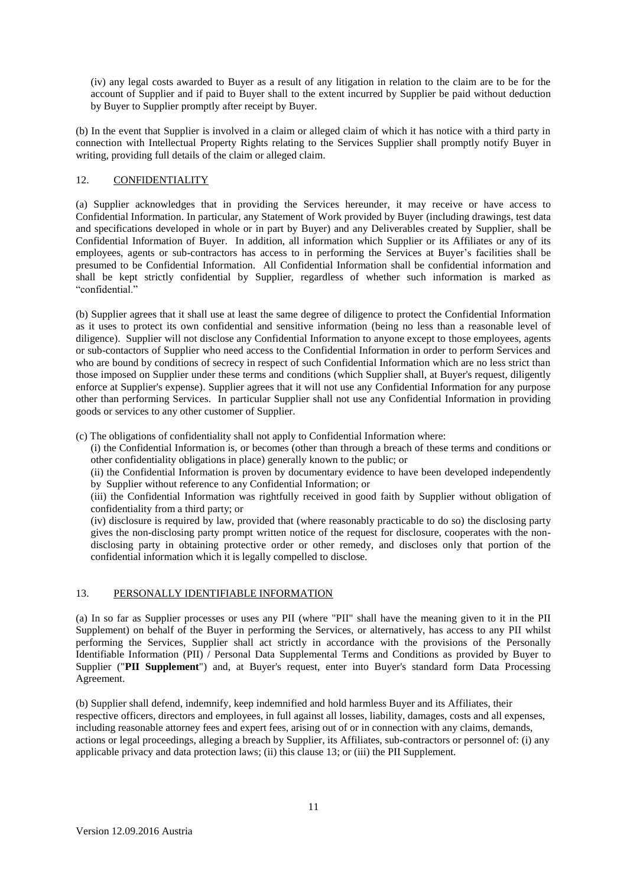(iv) any legal costs awarded to Buyer as a result of any litigation in relation to the claim are to be for the account of Supplier and if paid to Buyer shall to the extent incurred by Supplier be paid without deduction by Buyer to Supplier promptly after receipt by Buyer.

(b) In the event that Supplier is involved in a claim or alleged claim of which it has notice with a third party in connection with Intellectual Property Rights relating to the Services Supplier shall promptly notify Buyer in writing, providing full details of the claim or alleged claim.

## 12. CONFIDENTIALITY

(a) Supplier acknowledges that in providing the Services hereunder, it may receive or have access to Confidential Information. In particular, any Statement of Work provided by Buyer (including drawings, test data and specifications developed in whole or in part by Buyer) and any Deliverables created by Supplier, shall be Confidential Information of Buyer. In addition, all information which Supplier or its Affiliates or any of its employees, agents or sub-contractors has access to in performing the Services at Buyer's facilities shall be presumed to be Confidential Information. All Confidential Information shall be confidential information and shall be kept strictly confidential by Supplier, regardless of whether such information is marked as "confidential."

(b) Supplier agrees that it shall use at least the same degree of diligence to protect the Confidential Information as it uses to protect its own confidential and sensitive information (being no less than a reasonable level of diligence). Supplier will not disclose any Confidential Information to anyone except to those employees, agents or sub-contactors of Supplier who need access to the Confidential Information in order to perform Services and who are bound by conditions of secrecy in respect of such Confidential Information which are no less strict than those imposed on Supplier under these terms and conditions (which Supplier shall, at Buyer's request, diligently enforce at Supplier's expense). Supplier agrees that it will not use any Confidential Information for any purpose other than performing Services. In particular Supplier shall not use any Confidential Information in providing goods or services to any other customer of Supplier.

(c) The obligations of confidentiality shall not apply to Confidential Information where:

(i) the Confidential Information is, or becomes (other than through a breach of these terms and conditions or other confidentiality obligations in place) generally known to the public; or

(ii) the Confidential Information is proven by documentary evidence to have been developed independently by Supplier without reference to any Confidential Information; or

(iii) the Confidential Information was rightfully received in good faith by Supplier without obligation of confidentiality from a third party; or

(iv) disclosure is required by law, provided that (where reasonably practicable to do so) the disclosing party gives the non-disclosing party prompt written notice of the request for disclosure, cooperates with the non-disclosing party in obtaining protective order or other remedy, and discloses only that portion of the confidential information which it is legally compelled to disclose.

## 13. PERSONALLY IDENTIFIABLE INFORMATION

(a) In so far as Supplier processes or uses any PII (where "PII" shall have the meaning given to it in the PII Supplement) on behalf of the Buyer in performing the Services, or alternatively, has access to any PII whilst performing the Services, Supplier shall act strictly in accordance with the provisions of the Personally Identifiable Information (PII) / Personal Data Supplemental Terms and Conditions as provided by Buyer to Supplier ("**PII Supplement**") and, at Buyer's request, enter into Buyer's standard form Data Processing Agreement.

(b) Supplier shall defend, indemnify, keep indemnified and hold harmless Buyer and its Affiliates, their respective officers, directors and employees, in full against all losses, liability, damages, costs and all expenses, including reasonable attorney fees and expert fees, arising out of or in connection with any claims, demands, actions or legal proceedings, alleging a breach by Supplier, its Affiliates, sub-contractors or personnel of: (i) any applicable privacy and data protection laws; (ii) this clause 13; or (iii) the PII Supplement.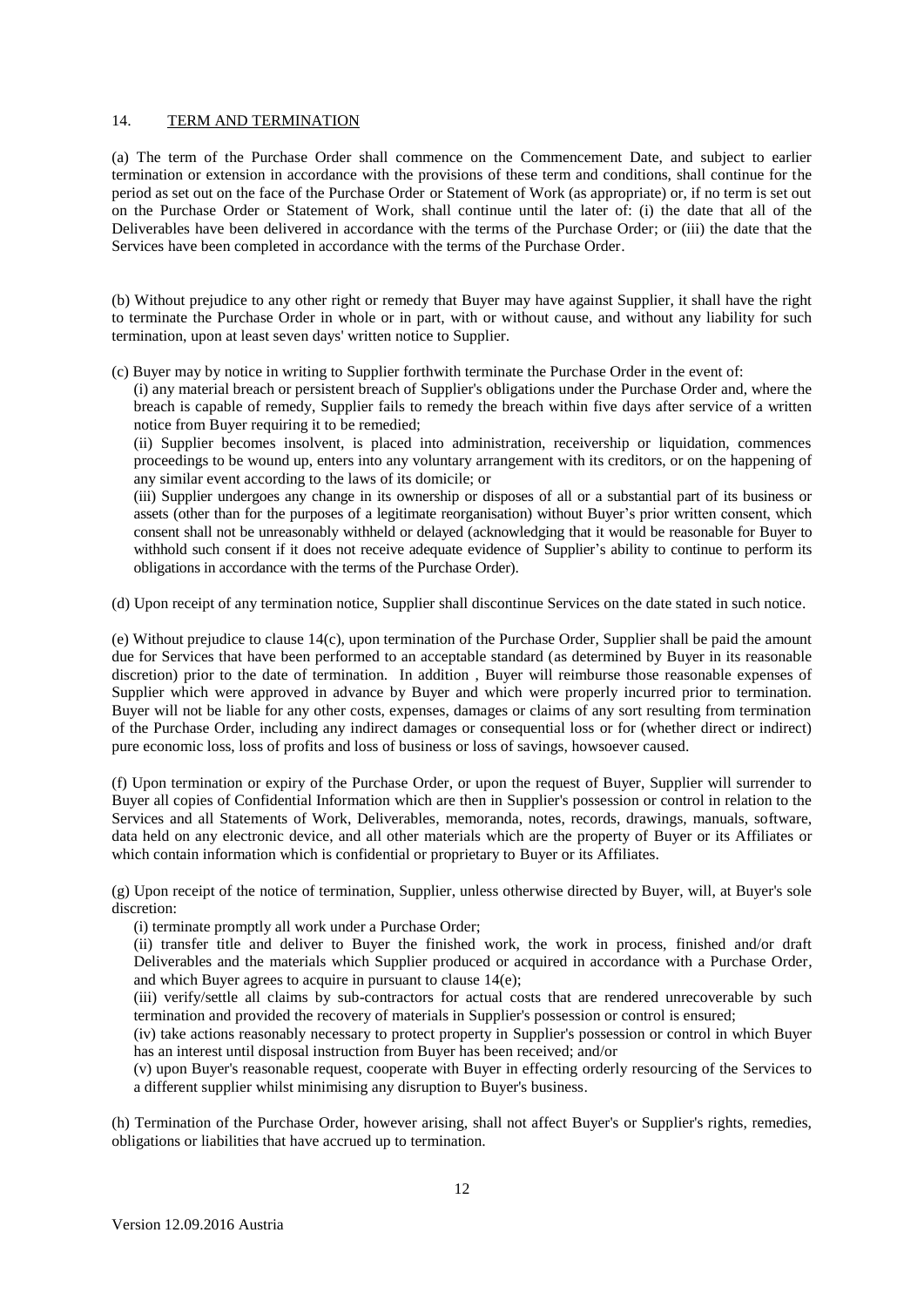## 14. TERM AND TERMINATION

(a) The term of the Purchase Order shall commence on the Commencement Date, and subject to earlier termination or extension in accordance with the provisions of these term and conditions, shall continue for the period as set out on the face of the Purchase Order or Statement of Work (as appropriate) or, if no term is set out on the Purchase Order or Statement of Work, shall continue until the later of: (i) the date that all of the Deliverables have been delivered in accordance with the terms of the Purchase Order; or (iii) the date that the Services have been completed in accordance with the terms of the Purchase Order.

(b) Without prejudice to any other right or remedy that Buyer may have against Supplier, it shall have the right to terminate the Purchase Order in whole or in part, with or without cause, and without any liability for such termination, upon at least seven days' written notice to Supplier.

(c) Buyer may by notice in writing to Supplier forthwith terminate the Purchase Order in the event of:

(i) any material breach or persistent breach of Supplier's obligations under the Purchase Order and, where the breach is capable of remedy, Supplier fails to remedy the breach within five days after service of a written notice from Buyer requiring it to be remedied;

(ii) Supplier becomes insolvent, is placed into administration, receivership or liquidation, commences proceedings to be wound up, enters into any voluntary arrangement with its creditors, or on the happening of any similar event according to the laws of its domicile; or

(iii) Supplier undergoes any change in its ownership or disposes of all or a substantial part of its business or assets (other than for the purposes of a legitimate reorganisation) without Buyer's prior written consent, which consent shall not be unreasonably withheld or delayed (acknowledging that it would be reasonable for Buyer to withhold such consent if it does not receive adequate evidence of Supplier's ability to continue to perform its obligations in accordance with the terms of the Purchase Order).

(d) Upon receipt of any termination notice, Supplier shall discontinue Services on the date stated in such notice.

(e) Without prejudice to clause 14(c), upon termination of the Purchase Order, Supplier shall be paid the amount due for Services that have been performed to an acceptable standard (as determined by Buyer in its reasonable discretion) prior to the date of termination. In addition , Buyer will reimburse those reasonable expenses of Supplier which were approved in advance by Buyer and which were properly incurred prior to termination. Buyer will not be liable for any other costs, expenses, damages or claims of any sort resulting from termination of the Purchase Order, including any indirect damages or consequential loss or for (whether direct or indirect) pure economic loss, loss of profits and loss of business or loss of savings, howsoever caused.

(f) Upon termination or expiry of the Purchase Order, or upon the request of Buyer, Supplier will surrender to Buyer all copies of Confidential Information which are then in Supplier's possession or control in relation to the Services and all Statements of Work, Deliverables, memoranda, notes, records, drawings, manuals, software, data held on any electronic device, and all other materials which are the property of Buyer or its Affiliates or which contain information which is confidential or proprietary to Buyer or its Affiliates.

(g) Upon receipt of the notice of termination, Supplier, unless otherwise directed by Buyer, will, at Buyer's sole discretion:

(i) terminate promptly all work under a Purchase Order;

(ii) transfer title and deliver to Buyer the finished work, the work in process, finished and/or draft Deliverables and the materials which Supplier produced or acquired in accordance with a Purchase Order, and which Buyer agrees to acquire in pursuant to clause 14(e);

(iii) verify/settle all claims by sub-contractors for actual costs that are rendered unrecoverable by such termination and provided the recovery of materials in Supplier's possession or control is ensured;

(iv) take actions reasonably necessary to protect property in Supplier's possession or control in which Buyer has an interest until disposal instruction from Buyer has been received; and/or

(v) upon Buyer's reasonable request, cooperate with Buyer in effecting orderly resourcing of the Services to a different supplier whilst minimising any disruption to Buyer's business.

(h) Termination of the Purchase Order, however arising, shall not affect Buyer's or Supplier's rights, remedies, obligations or liabilities that have accrued up to termination.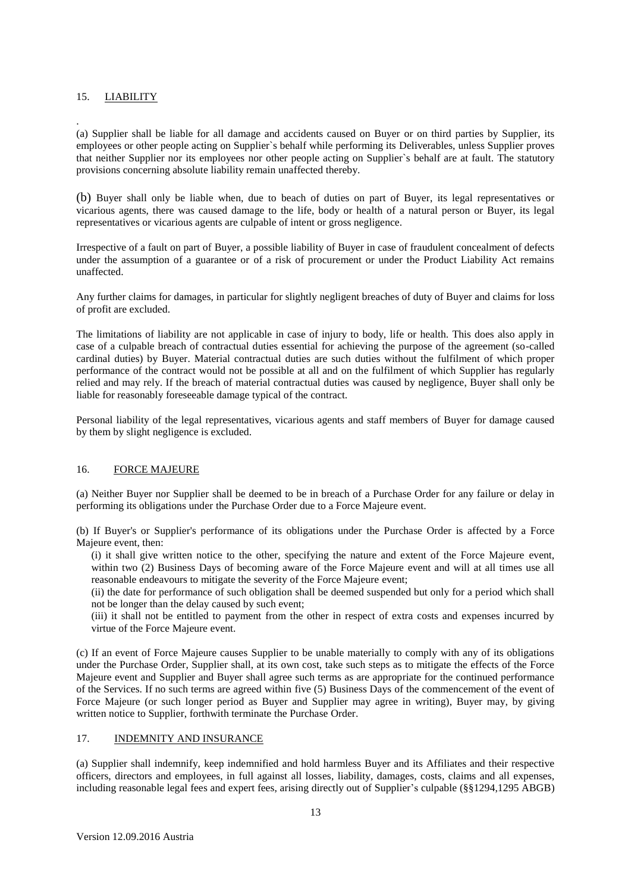## 15. LIABILITY

.

(a) Supplier shall be liable for all damage and accidents caused on Buyer or on third parties by Supplier, its employees or other people acting on Supplier`s behalf while performing its Deliverables, unless Supplier proves that neither Supplier nor its employees nor other people acting on Supplier`s behalf are at fault. The statutory provisions concerning absolute liability remain unaffected thereby.

(b) Buyer shall only be liable when, due to beach of duties on part of Buyer, its legal representatives or vicarious agents, there was caused damage to the life, body or health of a natural person or Buyer, its legal representatives or vicarious agents are culpable of intent or gross negligence.

Irrespective of a fault on part of Buyer, a possible liability of Buyer in case of fraudulent concealment of defects under the assumption of a guarantee or of a risk of procurement or under the Product Liability Act remains unaffected.

Any further claims for damages, in particular for slightly negligent breaches of duty of Buyer and claims for loss of profit are excluded.

The limitations of liability are not applicable in case of injury to body, life or health. This does also apply in case of a culpable breach of contractual duties essential for achieving the purpose of the agreement (so-called cardinal duties) by Buyer. Material contractual duties are such duties without the fulfilment of which proper performance of the contract would not be possible at all and on the fulfilment of which Supplier has regularly relied and may rely. If the breach of material contractual duties was caused by negligence, Buyer shall only be liable for reasonably foreseeable damage typical of the contract.

Personal liability of the legal representatives, vicarious agents and staff members of Buyer for damage caused by them by slight negligence is excluded.

## 16. FORCE MAJEURE

(a) Neither Buyer nor Supplier shall be deemed to be in breach of a Purchase Order for any failure or delay in performing its obligations under the Purchase Order due to a Force Majeure event.

(b) If Buyer's or Supplier's performance of its obligations under the Purchase Order is affected by a Force Majeure event, then:

(i) it shall give written notice to the other, specifying the nature and extent of the Force Majeure event, within two (2) Business Days of becoming aware of the Force Majeure event and will at all times use all reasonable endeavours to mitigate the severity of the Force Majeure event;

(ii) the date for performance of such obligation shall be deemed suspended but only for a period which shall not be longer than the delay caused by such event;

(iii) it shall not be entitled to payment from the other in respect of extra costs and expenses incurred by virtue of the Force Majeure event.

(c) If an event of Force Majeure causes Supplier to be unable materially to comply with any of its obligations under the Purchase Order, Supplier shall, at its own cost, take such steps as to mitigate the effects of the Force Majeure event and Supplier and Buyer shall agree such terms as are appropriate for the continued performance of the Services. If no such terms are agreed within five (5) Business Days of the commencement of the event of Force Majeure (or such longer period as Buyer and Supplier may agree in writing), Buyer may, by giving written notice to Supplier, forthwith terminate the Purchase Order.

## 17. INDEMNITY AND INSURANCE

(a) Supplier shall indemnify, keep indemnified and hold harmless Buyer and its Affiliates and their respective officers, directors and employees, in full against all losses, liability, damages, costs, claims and all expenses, including reasonable legal fees and expert fees, arising directly out of Supplier's culpable (§§1294,1295 ABGB)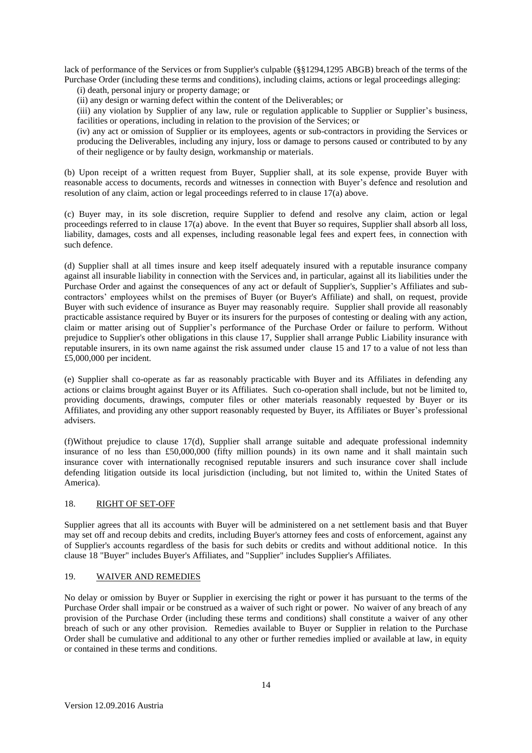lack of performance of the Services or from Supplier's culpable (§§1294,1295 ABGB) breach of the terms of the Purchase Order (including these terms and conditions), including claims, actions or legal proceedings alleging:

(i) death, personal injury or property damage; or

(ii) any design or warning defect within the content of the Deliverables; or

(iii) any violation by Supplier of any law, rule or regulation applicable to Supplier or Supplier's business, facilities or operations, including in relation to the provision of the Services; or

(iv) any act or omission of Supplier or its employees, agents or sub-contractors in providing the Services or producing the Deliverables, including any injury, loss or damage to persons caused or contributed to by any of their negligence or by faulty design, workmanship or materials.

(b) Upon receipt of a written request from Buyer, Supplier shall, at its sole expense, provide Buyer with reasonable access to documents, records and witnesses in connection with Buyer's defence and resolution and resolution of any claim, action or legal proceedings referred to in clause 17(a) above.

(c) Buyer may, in its sole discretion, require Supplier to defend and resolve any claim, action or legal proceedings referred to in clause 17(a) above. In the event that Buyer so requires, Supplier shall absorb all loss, liability, damages, costs and all expenses, including reasonable legal fees and expert fees, in connection with such defence.

(d) Supplier shall at all times insure and keep itself adequately insured with a reputable insurance company against all insurable liability in connection with the Services and, in particular, against all its liabilities under the Purchase Order and against the consequences of any act or default of Supplier's, Supplier's Affiliates and sub-contractors' employees whilst on the premises of Buyer (or Buyer's Affiliate) and shall, on request, provide Buyer with such evidence of insurance as Buyer may reasonably require. Supplier shall provide all reasonably practicable assistance required by Buyer or its insurers for the purposes of contesting or dealing with any action, claim or matter arising out of Supplier's performance of the Purchase Order or failure to perform. Without prejudice to Supplier's other obligations in this clause 17, Supplier shall arrange Public Liability insurance with reputable insurers, in its own name against the risk assumed under clause 15 and 17 to a value of not less than £5,000,000 per incident.

(e) Supplier shall co-operate as far as reasonably practicable with Buyer and its Affiliates in defending any actions or claims brought against Buyer or its Affiliates. Such co-operation shall include, but not be limited to, providing documents, drawings, computer files or other materials reasonably requested by Buyer or its Affiliates, and providing any other support reasonably requested by Buyer, its Affiliates or Buyer's professional advisers.

(f)Without prejudice to clause 17(d), Supplier shall arrange suitable and adequate professional indemnity insurance of no less than £50,000,000 (fifty million pounds) in its own name and it shall maintain such insurance cover with internationally recognised reputable insurers and such insurance cover shall include defending litigation outside its local jurisdiction (including, but not limited to, within the United States of America).

## 18. RIGHT OF SET-OFF

Supplier agrees that all its accounts with Buyer will be administered on a net settlement basis and that Buyer may set off and recoup debits and credits, including Buyer's attorney fees and costs of enforcement, against any of Supplier's accounts regardless of the basis for such debits or credits and without additional notice. In this clause 18 "Buyer" includes Buyer's Affiliates, and "Supplier" includes Supplier's Affiliates.

## 19. WAIVER AND REMEDIES

No delay or omission by Buyer or Supplier in exercising the right or power it has pursuant to the terms of the Purchase Order shall impair or be construed as a waiver of such right or power. No waiver of any breach of any provision of the Purchase Order (including these terms and conditions) shall constitute a waiver of any other breach of such or any other provision. Remedies available to Buyer or Supplier in relation to the Purchase Order shall be cumulative and additional to any other or further remedies implied or available at law, in equity or contained in these terms and conditions.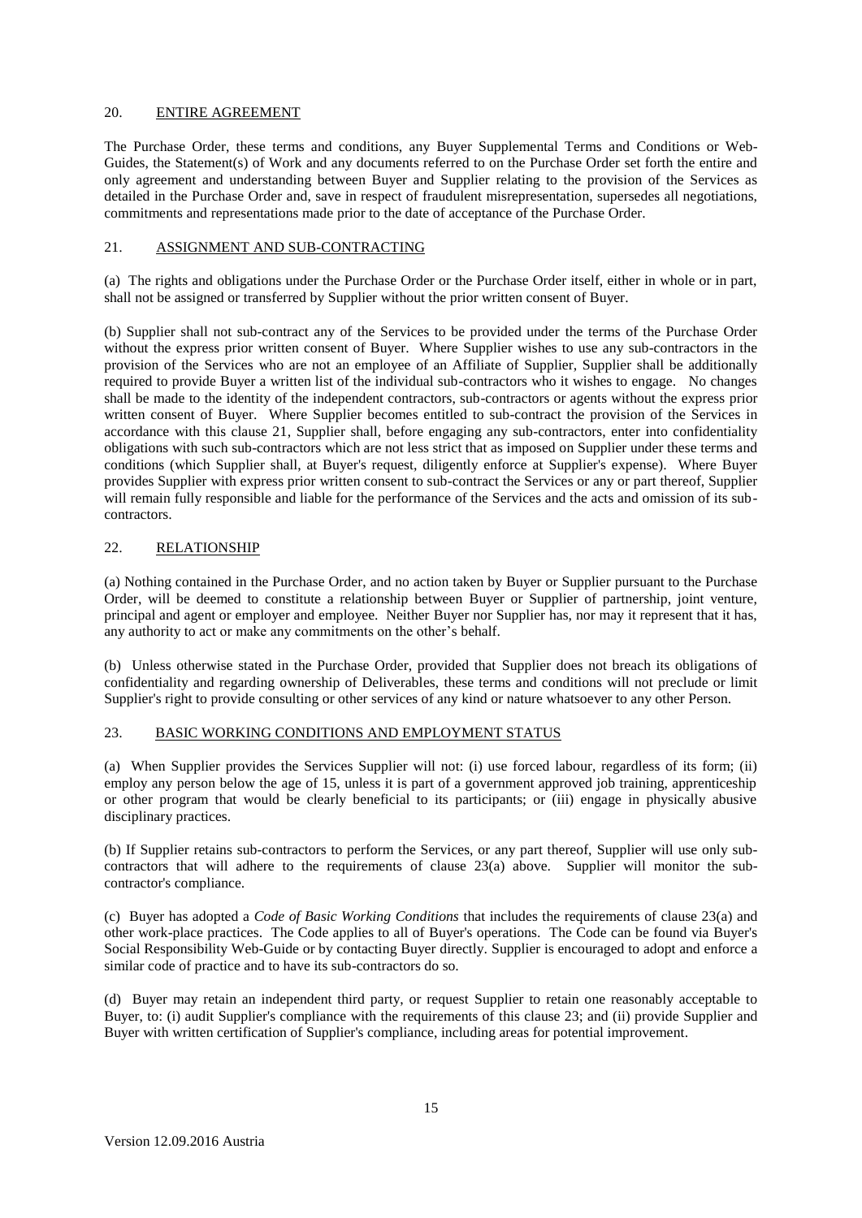## 20. ENTIRE AGREEMENT

The Purchase Order, these terms and conditions, any Buyer Supplemental Terms and Conditions or Web-Guides, the Statement(s) of Work and any documents referred to on the Purchase Order set forth the entire and only agreement and understanding between Buyer and Supplier relating to the provision of the Services as detailed in the Purchase Order and, save in respect of fraudulent misrepresentation, supersedes all negotiations, commitments and representations made prior to the date of acceptance of the Purchase Order.

## 21. ASSIGNMENT AND SUB-CONTRACTING

(a) The rights and obligations under the Purchase Order or the Purchase Order itself, either in whole or in part, shall not be assigned or transferred by Supplier without the prior written consent of Buyer.

(b) Supplier shall not sub-contract any of the Services to be provided under the terms of the Purchase Order without the express prior written consent of Buyer. Where Supplier wishes to use any sub-contractors in the provision of the Services who are not an employee of an Affiliate of Supplier, Supplier shall be additionally required to provide Buyer a written list of the individual sub-contractors who it wishes to engage. No changes shall be made to the identity of the independent contractors, sub-contractors or agents without the express prior written consent of Buyer. Where Supplier becomes entitled to sub-contract the provision of the Services in accordance with this clause 21, Supplier shall, before engaging any sub-contractors, enter into confidentiality obligations with such sub-contractors which are not less strict that as imposed on Supplier under these terms and conditions (which Supplier shall, at Buyer's request, diligently enforce at Supplier's expense). Where Buyer provides Supplier with express prior written consent to sub-contract the Services or any or part thereof, Supplier will remain fully responsible and liable for the performance of the Services and the acts and omission of its sub-contractors.

## 22. RELATIONSHIP

(a) Nothing contained in the Purchase Order, and no action taken by Buyer or Supplier pursuant to the Purchase Order, will be deemed to constitute a relationship between Buyer or Supplier of partnership, joint venture, principal and agent or employer and employee. Neither Buyer nor Supplier has, nor may it represent that it has, any authority to act or make any commitments on the other's behalf.

(b) Unless otherwise stated in the Purchase Order, provided that Supplier does not breach its obligations of confidentiality and regarding ownership of Deliverables, these terms and conditions will not preclude or limit Supplier's right to provide consulting or other services of any kind or nature whatsoever to any other Person.

## 23. BASIC WORKING CONDITIONS AND EMPLOYMENT STATUS

(a) When Supplier provides the Services Supplier will not: (i) use forced labour, regardless of its form; (ii) employ any person below the age of 15, unless it is part of a government approved job training, apprenticeship or other program that would be clearly beneficial to its participants; or (iii) engage in physically abusive disciplinary practices.

(b) If Supplier retains sub-contractors to perform the Services, or any part thereof, Supplier will use only sub-contractors that will adhere to the requirements of clause 23(a) above. Supplier will monitor the sub-contractor's compliance.

(c) Buyer has adopted a *Code of Basic Working Conditions* that includes the requirements of clause 23(a) and other work-place practices. The Code applies to all of Buyer's operations. The Code can be found via Buyer's Social Responsibility Web-Guide or by contacting Buyer directly. Supplier is encouraged to adopt and enforce a similar code of practice and to have its sub-contractors do so.

(d) Buyer may retain an independent third party, or request Supplier to retain one reasonably acceptable to Buyer, to: (i) audit Supplier's compliance with the requirements of this clause 23; and (ii) provide Supplier and Buyer with written certification of Supplier's compliance, including areas for potential improvement.

Version 12.09.2016 Austria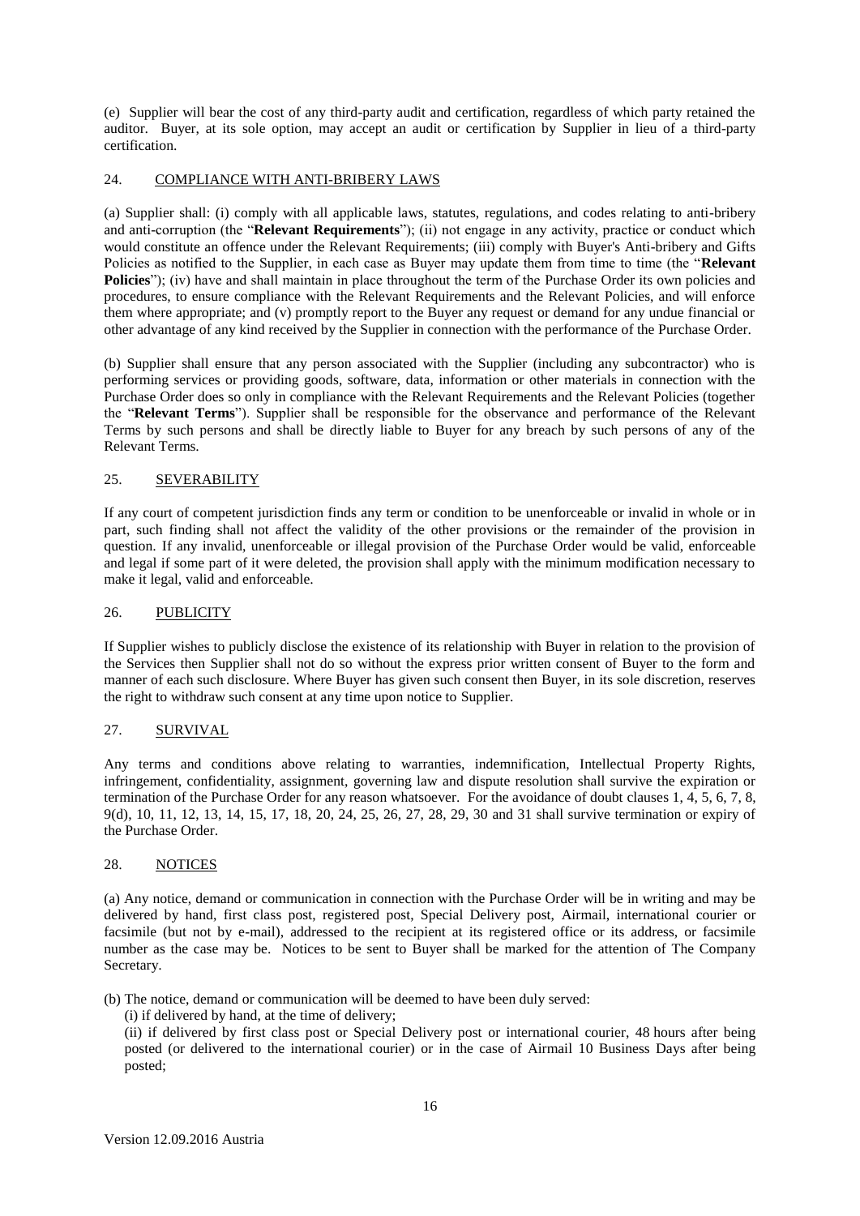(e) Supplier will bear the cost of any third-party audit and certification, regardless of which party retained the auditor. Buyer, at its sole option, may accept an audit or certification by Supplier in lieu of a third-party certification.

## 24. COMPLIANCE WITH ANTI-BRIBERY LAWS

(a) Supplier shall: (i) comply with all applicable laws, statutes, regulations, and codes relating to anti-bribery and anti-corruption (the "**Relevant Requirements**"); (ii) not engage in any activity, practice or conduct which would constitute an offence under the Relevant Requirements; (iii) comply with Buyer's Anti-bribery and Gifts Policies as notified to the Supplier, in each case as Buyer may update them from time to time (the "**Relevant Policies**"); (iv) have and shall maintain in place throughout the term of the Purchase Order its own policies and procedures, to ensure compliance with the Relevant Requirements and the Relevant Policies, and will enforce them where appropriate; and (v) promptly report to the Buyer any request or demand for any undue financial or other advantage of any kind received by the Supplier in connection with the performance of the Purchase Order.

(b) Supplier shall ensure that any person associated with the Supplier (including any subcontractor) who is performing services or providing goods, software, data, information or other materials in connection with the Purchase Order does so only in compliance with the Relevant Requirements and the Relevant Policies (together the "**Relevant Terms**"). Supplier shall be responsible for the observance and performance of the Relevant Terms by such persons and shall be directly liable to Buyer for any breach by such persons of any of the Relevant Terms.

## 25. SEVERABILITY

If any court of competent jurisdiction finds any term or condition to be unenforceable or invalid in whole or in part, such finding shall not affect the validity of the other provisions or the remainder of the provision in question. If any invalid, unenforceable or illegal provision of the Purchase Order would be valid, enforceable and legal if some part of it were deleted, the provision shall apply with the minimum modification necessary to make it legal, valid and enforceable.

## 26. PUBLICITY

If Supplier wishes to publicly disclose the existence of its relationship with Buyer in relation to the provision of the Services then Supplier shall not do so without the express prior written consent of Buyer to the form and manner of each such disclosure. Where Buyer has given such consent then Buyer, in its sole discretion, reserves the right to withdraw such consent at any time upon notice to Supplier.

## 27. SURVIVAL

Any terms and conditions above relating to warranties, indemnification, Intellectual Property Rights, infringement, confidentiality, assignment, governing law and dispute resolution shall survive the expiration or termination of the Purchase Order for any reason whatsoever. For the avoidance of doubt clauses 1, 4, 5, 6, 7, 8, 9(d), 10, 11, 12, 13, 14, 15, 17, 18, 20, 24, 25, 26, 27, 28, 29, 30 and 31 shall survive termination or expiry of the Purchase Order.

## 28. NOTICES

(a) Any notice, demand or communication in connection with the Purchase Order will be in writing and may be delivered by hand, first class post, registered post, Special Delivery post, Airmail, international courier or facsimile (but not by e-mail), addressed to the recipient at its registered office or its address, or facsimile number as the case may be. Notices to be sent to Buyer shall be marked for the attention of The Company Secretary.

(b) The notice, demand or communication will be deemed to have been duly served:

(i) if delivered by hand, at the time of delivery;

(ii) if delivered by first class post or Special Delivery post or international courier, 48 hours after being posted (or delivered to the international courier) or in the case of Airmail 10 Business Days after being posted;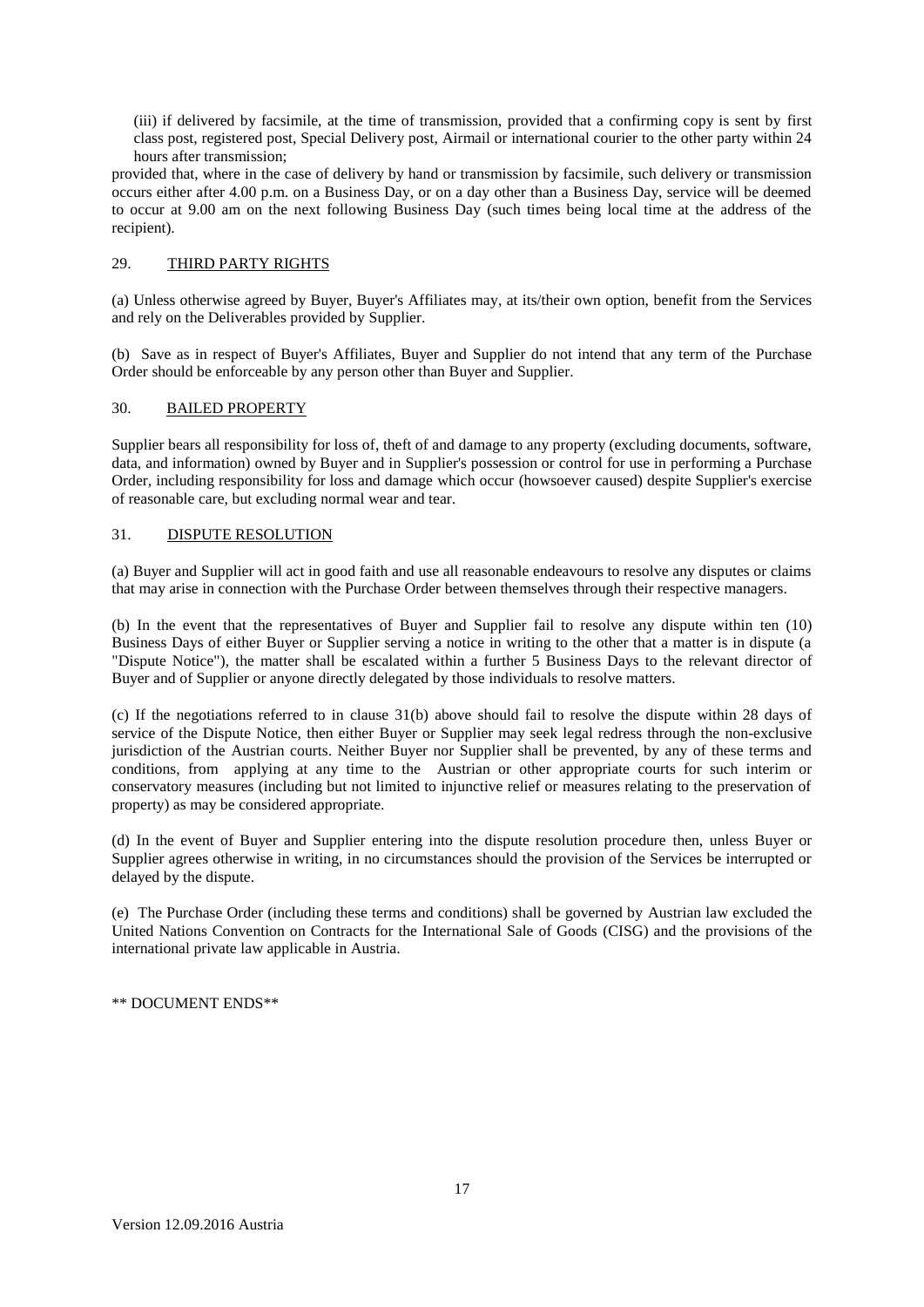(iii) if delivered by facsimile, at the time of transmission, provided that a confirming copy is sent by first class post, registered post, Special Delivery post, Airmail or international courier to the other party within 24 hours after transmission;

provided that, where in the case of delivery by hand or transmission by facsimile, such delivery or transmission occurs either after 4.00 p.m. on a Business Day, or on a day other than a Business Day, service will be deemed to occur at 9.00 am on the next following Business Day (such times being local time at the address of the recipient).

## 29. THIRD PARTY RIGHTS

(a) Unless otherwise agreed by Buyer, Buyer's Affiliates may, at its/their own option, benefit from the Services and rely on the Deliverables provided by Supplier.

(b) Save as in respect of Buyer's Affiliates, Buyer and Supplier do not intend that any term of the Purchase Order should be enforceable by any person other than Buyer and Supplier.

## 30. BAILED PROPERTY

Supplier bears all responsibility for loss of, theft of and damage to any property (excluding documents, software, data, and information) owned by Buyer and in Supplier's possession or control for use in performing a Purchase Order, including responsibility for loss and damage which occur (howsoever caused) despite Supplier's exercise of reasonable care, but excluding normal wear and tear.

## 31. DISPUTE RESOLUTION

(a) Buyer and Supplier will act in good faith and use all reasonable endeavours to resolve any disputes or claims that may arise in connection with the Purchase Order between themselves through their respective managers.

(b) In the event that the representatives of Buyer and Supplier fail to resolve any dispute within ten (10) Business Days of either Buyer or Supplier serving a notice in writing to the other that a matter is in dispute (a "Dispute Notice"), the matter shall be escalated within a further 5 Business Days to the relevant director of Buyer and of Supplier or anyone directly delegated by those individuals to resolve matters.

(c) If the negotiations referred to in clause 31(b) above should fail to resolve the dispute within 28 days of service of the Dispute Notice, then either Buyer or Supplier may seek legal redress through the non-exclusive jurisdiction of the Austrian courts. Neither Buyer nor Supplier shall be prevented, by any of these terms and conditions, from applying at any time to the Austrian or other appropriate courts for such interim or conservatory measures (including but not limited to injunctive relief or measures relating to the preservation of property) as may be considered appropriate.

(d) In the event of Buyer and Supplier entering into the dispute resolution procedure then, unless Buyer or Supplier agrees otherwise in writing, in no circumstances should the provision of the Services be interrupted or delayed by the dispute.

(e) The Purchase Order (including these terms and conditions) shall be governed by Austrian law excluded the United Nations Convention on Contracts for the International Sale of Goods (CISG) and the provisions of the international private law applicable in Austria.

** DOCUMENT ENDS**